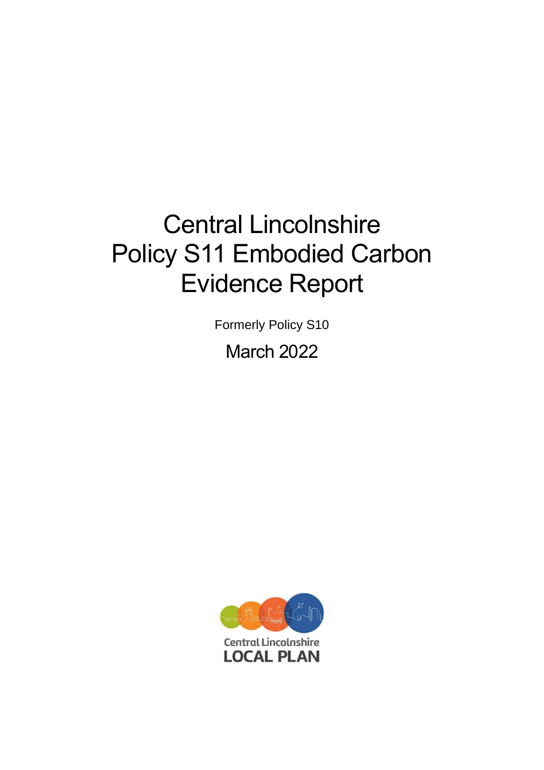# Central Lincolnshire Policy S11 Embodied Carbon Evidence Report

Formerly Policy S10

March 2022

Central Lincolnshire
LOCAL PLAN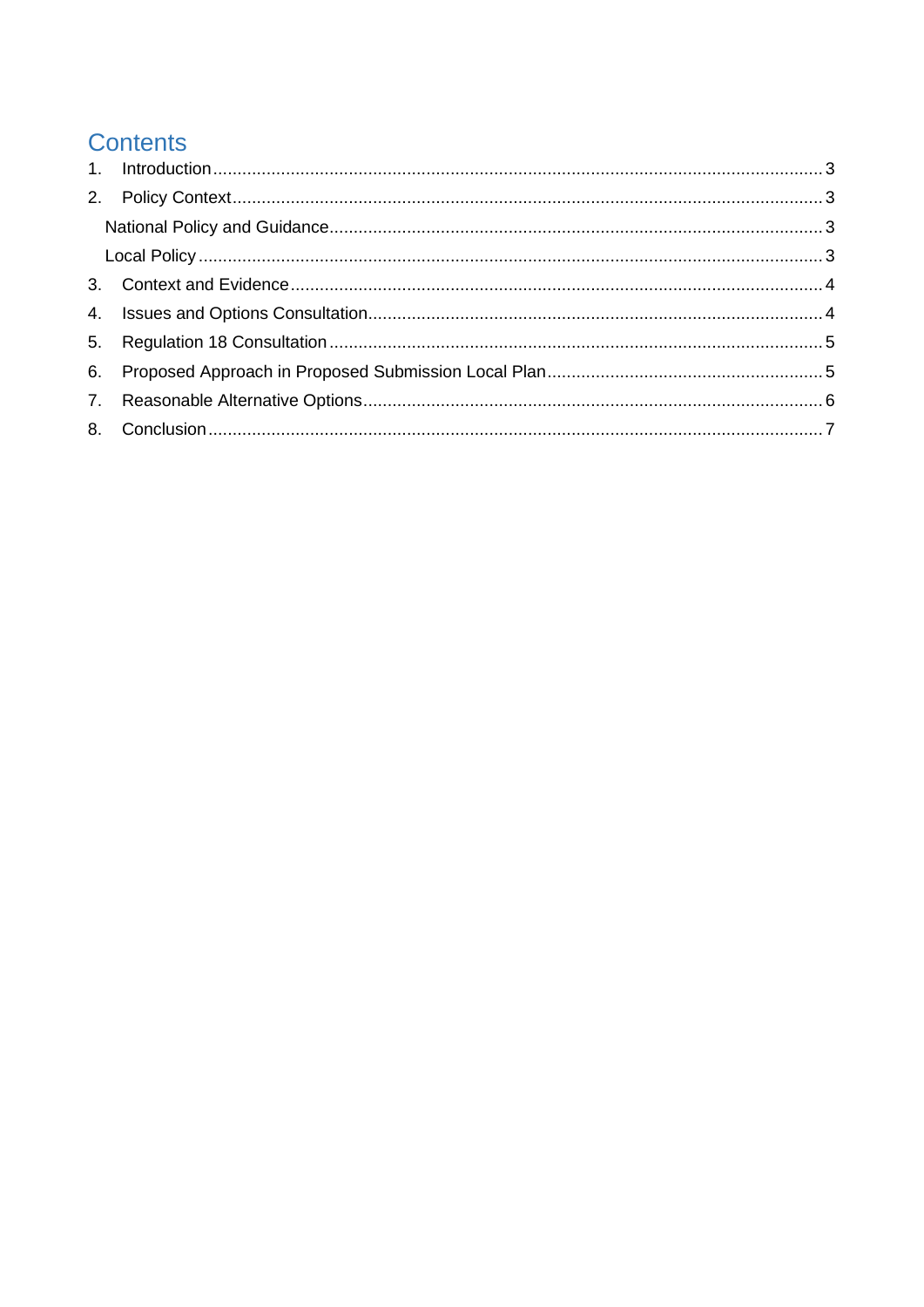# Contents

1. Introduction ........................................................................................................... 3
2. Policy Context ......................................................................................................... 3
   - National Policy and Guidance ..................................................................................... 3
   - Local Policy ............................................................................................................... 3
3. Context and Evidence ................................................................................................ 4
4. Issues and Options Consultation ................................................................................. 4
5. Regulation 18 Consultation ........................................................................................ 5
6. Proposed Approach in Proposed Submission Local Plan .................................................. 5
7. Reasonable Alternative Options ................................................................................... 6
8. Conclusion ............................................................................................................... 7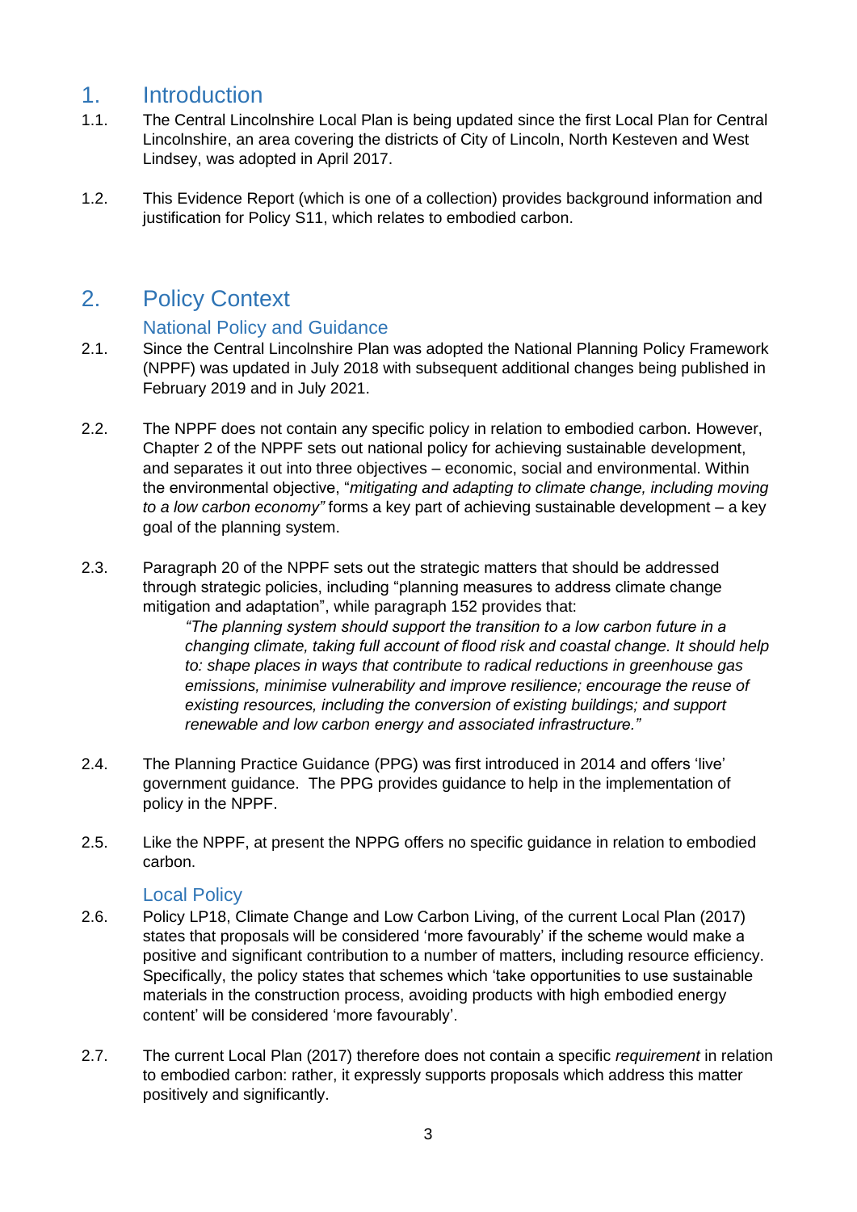# 1. Introduction

1.1. The Central Lincolnshire Local Plan is being updated since the first Local Plan for Central Lincolnshire, an area covering the districts of City of Lincoln, North Kesteven and West Lindsey, was adopted in April 2017.

1.2. This Evidence Report (which is one of a collection) provides background information and justification for Policy S11, which relates to embodied carbon.

# 2. Policy Context

## National Policy and Guidance

2.1. Since the Central Lincolnshire Plan was adopted the National Planning Policy Framework (NPPF) was updated in July 2018 with subsequent additional changes being published in February 2019 and in July 2021.

2.2. The NPPF does not contain any specific policy in relation to embodied carbon. However, Chapter 2 of the NPPF sets out national policy for achieving sustainable development, and separates it out into three objectives – economic, social and environmental. Within the environmental objective, "*mitigating and adapting to climate change, including moving to a low carbon economy"* forms a key part of achieving sustainable development – a key goal of the planning system.

2.3. Paragraph 20 of the NPPF sets out the strategic matters that should be addressed through strategic policies, including "planning measures to address climate change mitigation and adaptation", while paragraph 152 provides that:

> *"The planning system should support the transition to a low carbon future in a changing climate, taking full account of flood risk and coastal change. It should help to: shape places in ways that contribute to radical reductions in greenhouse gas emissions, minimise vulnerability and improve resilience; encourage the reuse of existing resources, including the conversion of existing buildings; and support renewable and low carbon energy and associated infrastructure."*

2.4. The Planning Practice Guidance (PPG) was first introduced in 2014 and offers 'live' government guidance. The PPG provides guidance to help in the implementation of policy in the NPPF.

2.5. Like the NPPF, at present the NPPG offers no specific guidance in relation to embodied carbon.

## Local Policy

2.6. Policy LP18, Climate Change and Low Carbon Living, of the current Local Plan (2017) states that proposals will be considered 'more favourably' if the scheme would make a positive and significant contribution to a number of matters, including resource efficiency. Specifically, the policy states that schemes which 'take opportunities to use sustainable materials in the construction process, avoiding products with high embodied energy content' will be considered 'more favourably'.

2.7. The current Local Plan (2017) therefore does not contain a specific *requirement* in relation to embodied carbon: rather, it expressly supports proposals which address this matter positively and significantly.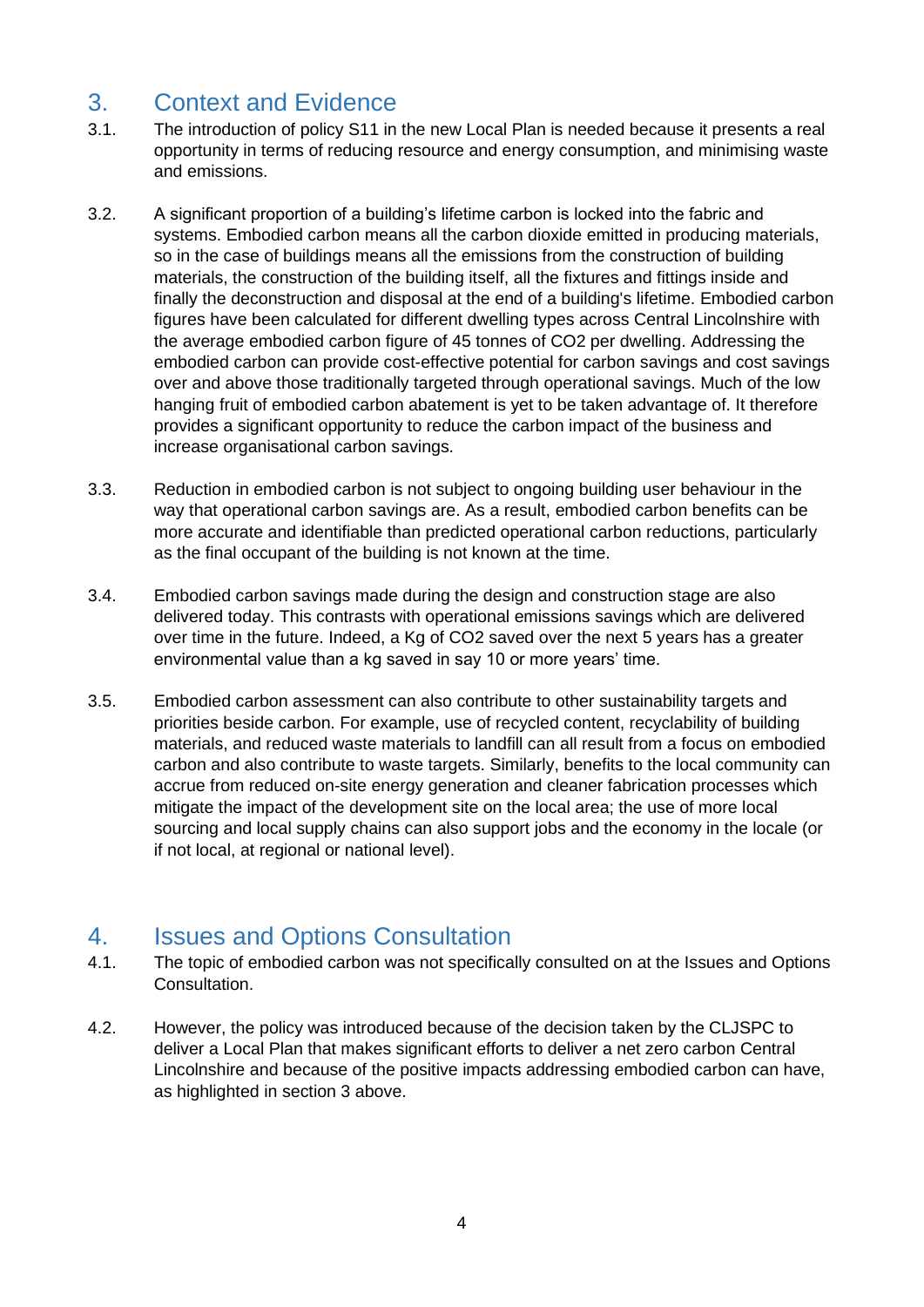## 3. Context and Evidence

3.1. The introduction of policy S11 in the new Local Plan is needed because it presents a real opportunity in terms of reducing resource and energy consumption, and minimising waste and emissions.

3.2. A significant proportion of a building's lifetime carbon is locked into the fabric and systems. Embodied carbon means all the carbon dioxide emitted in producing materials, so in the case of buildings means all the emissions from the construction of building materials, the construction of the building itself, all the fixtures and fittings inside and finally the deconstruction and disposal at the end of a building's lifetime. Embodied carbon figures have been calculated for different dwelling types across Central Lincolnshire with the average embodied carbon figure of 45 tonnes of $CO_2$ per dwelling. Addressing the embodied carbon can provide cost-effective potential for carbon savings and cost savings over and above those traditionally targeted through operational savings. Much of the low hanging fruit of embodied carbon abatement is yet to be taken advantage of. It therefore provides a significant opportunity to reduce the carbon impact of the business and increase organisational carbon savings.

3.3. Reduction in embodied carbon is not subject to ongoing building user behaviour in the way that operational carbon savings are. As a result, embodied carbon benefits can be more accurate and identifiable than predicted operational carbon reductions, particularly as the final occupant of the building is not known at the time.

3.4. Embodied carbon savings made during the design and construction stage are also delivered today. This contrasts with operational emissions savings which are delivered over time in the future. Indeed, a Kg of $CO_2$ saved over the next 5 years has a greater environmental value than a kg saved in say 10 or more years' time.

3.5. Embodied carbon assessment can also contribute to other sustainability targets and priorities beside carbon. For example, use of recycled content, recyclability of building materials, and reduced waste materials to landfill can all result from a focus on embodied carbon and also contribute to waste targets. Similarly, benefits to the local community can accrue from reduced on-site energy generation and cleaner fabrication processes which mitigate the impact of the development site on the local area; the use of more local sourcing and local supply chains can also support jobs and the economy in the locale (or if not local, at regional or national level).

## 4. Issues and Options Consultation

4.1. The topic of embodied carbon was not specifically consulted on at the Issues and Options Consultation.

4.2. However, the policy was introduced because of the decision taken by the CLJSPC to deliver a Local Plan that makes significant efforts to deliver a net zero carbon Central Lincolnshire and because of the positive impacts addressing embodied carbon can have, as highlighted in section 3 above.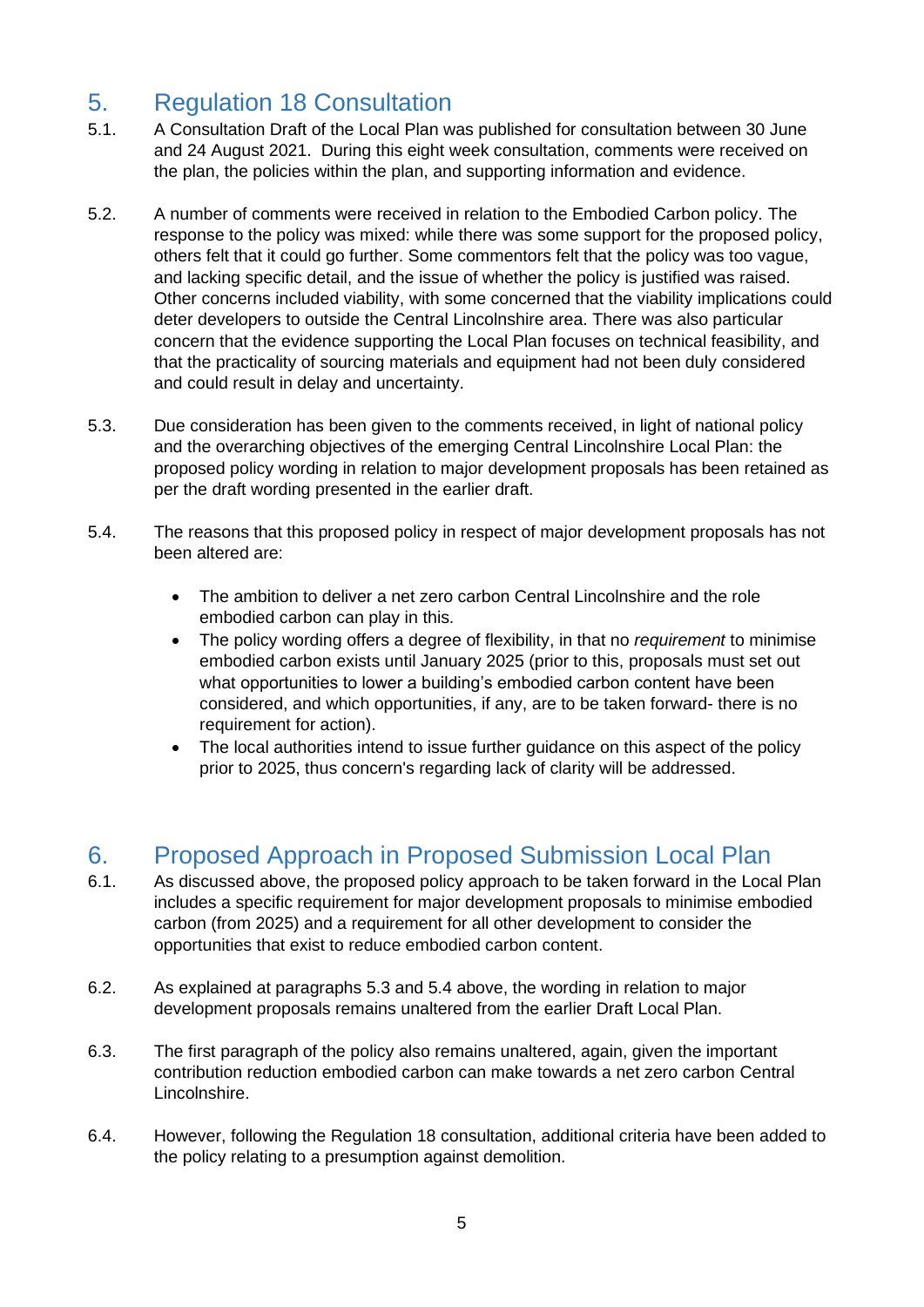## 5. Regulation 18 Consultation

5.1. A Consultation Draft of the Local Plan was published for consultation between 30 June and 24 August 2021. During this eight week consultation, comments were received on the plan, the policies within the plan, and supporting information and evidence.

5.2. A number of comments were received in relation to the Embodied Carbon policy. The response to the policy was mixed: while there was some support for the proposed policy, others felt that it could go further. Some commentors felt that the policy was too vague, and lacking specific detail, and the issue of whether the policy is justified was raised. Other concerns included viability, with some concerned that the viability implications could deter developers to outside the Central Lincolnshire area. There was also particular concern that the evidence supporting the Local Plan focuses on technical feasibility, and that the practicality of sourcing materials and equipment had not been duly considered and could result in delay and uncertainty.

5.3. Due consideration has been given to the comments received, in light of national policy and the overarching objectives of the emerging Central Lincolnshire Local Plan: the proposed policy wording in relation to major development proposals has been retained as per the draft wording presented in the earlier draft.

5.4. The reasons that this proposed policy in respect of major development proposals has not been altered are:

- The ambition to deliver a net zero carbon Central Lincolnshire and the role embodied carbon can play in this.
- The policy wording offers a degree of flexibility, in that no *requirement* to minimise embodied carbon exists until January 2025 (prior to this, proposals must set out what opportunities to lower a building's embodied carbon content have been considered, and which opportunities, if any, are to be taken forward- there is no requirement for action).
- The local authorities intend to issue further guidance on this aspect of the policy prior to 2025, thus concern's regarding lack of clarity will be addressed.

## 6. Proposed Approach in Proposed Submission Local Plan

6.1. As discussed above, the proposed policy approach to be taken forward in the Local Plan includes a specific requirement for major development proposals to minimise embodied carbon (from 2025) and a requirement for all other development to consider the opportunities that exist to reduce embodied carbon content.

6.2. As explained at paragraphs 5.3 and 5.4 above, the wording in relation to major development proposals remains unaltered from the earlier Draft Local Plan.

6.3. The first paragraph of the policy also remains unaltered, again, given the important contribution reduction embodied carbon can make towards a net zero carbon Central Lincolnshire.

6.4. However, following the Regulation 18 consultation, additional criteria have been added to the policy relating to a presumption against demolition.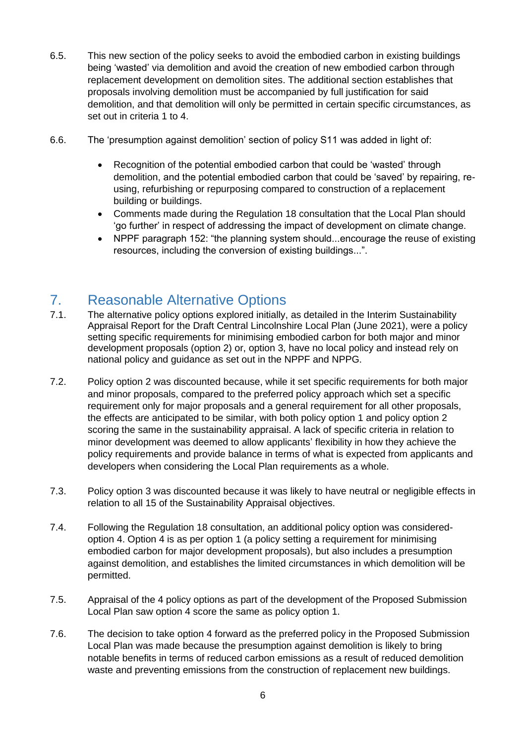6.5. This new section of the policy seeks to avoid the embodied carbon in existing buildings being 'wasted' via demolition and avoid the creation of new embodied carbon through replacement development on demolition sites. The additional section establishes that proposals involving demolition must be accompanied by full justification for said demolition, and that demolition will only be permitted in certain specific circumstances, as set out in criteria 1 to 4.

6.6. The 'presumption against demolition' section of policy S11 was added in light of:

- Recognition of the potential embodied carbon that could be 'wasted' through demolition, and the potential embodied carbon that could be 'saved' by repairing, re-using, refurbishing or repurposing compared to construction of a replacement building or buildings.
- Comments made during the Regulation 18 consultation that the Local Plan should 'go further' in respect of addressing the impact of development on climate change.
- NPPF paragraph 152: "the planning system should...encourage the reuse of existing resources, including the conversion of existing buildings...".

## 7. Reasonable Alternative Options

7.1. The alternative policy options explored initially, as detailed in the Interim Sustainability Appraisal Report for the Draft Central Lincolnshire Local Plan (June 2021), were a policy setting specific requirements for minimising embodied carbon for both major and minor development proposals (option 2) or, option 3, have no local policy and instead rely on national policy and guidance as set out in the NPPF and NPPG.

7.2. Policy option 2 was discounted because, while it set specific requirements for both major and minor proposals, compared to the preferred policy approach which set a specific requirement only for major proposals and a general requirement for all other proposals, the effects are anticipated to be similar, with both policy option 1 and policy option 2 scoring the same in the sustainability appraisal. A lack of specific criteria in relation to minor development was deemed to allow applicants' flexibility in how they achieve the policy requirements and provide balance in terms of what is expected from applicants and developers when considering the Local Plan requirements as a whole.

7.3. Policy option 3 was discounted because it was likely to have neutral or negligible effects in relation to all 15 of the Sustainability Appraisal objectives.

7.4. Following the Regulation 18 consultation, an additional policy option was considered- option 4. Option 4 is as per option 1 (a policy setting a requirement for minimising embodied carbon for major development proposals), but also includes a presumption against demolition, and establishes the limited circumstances in which demolition will be permitted.

7.5. Appraisal of the 4 policy options as part of the development of the Proposed Submission Local Plan saw option 4 score the same as policy option 1.

7.6. The decision to take option 4 forward as the preferred policy in the Proposed Submission Local Plan was made because the presumption against demolition is likely to bring notable benefits in terms of reduced carbon emissions as a result of reduced demolition waste and preventing emissions from the construction of replacement new buildings.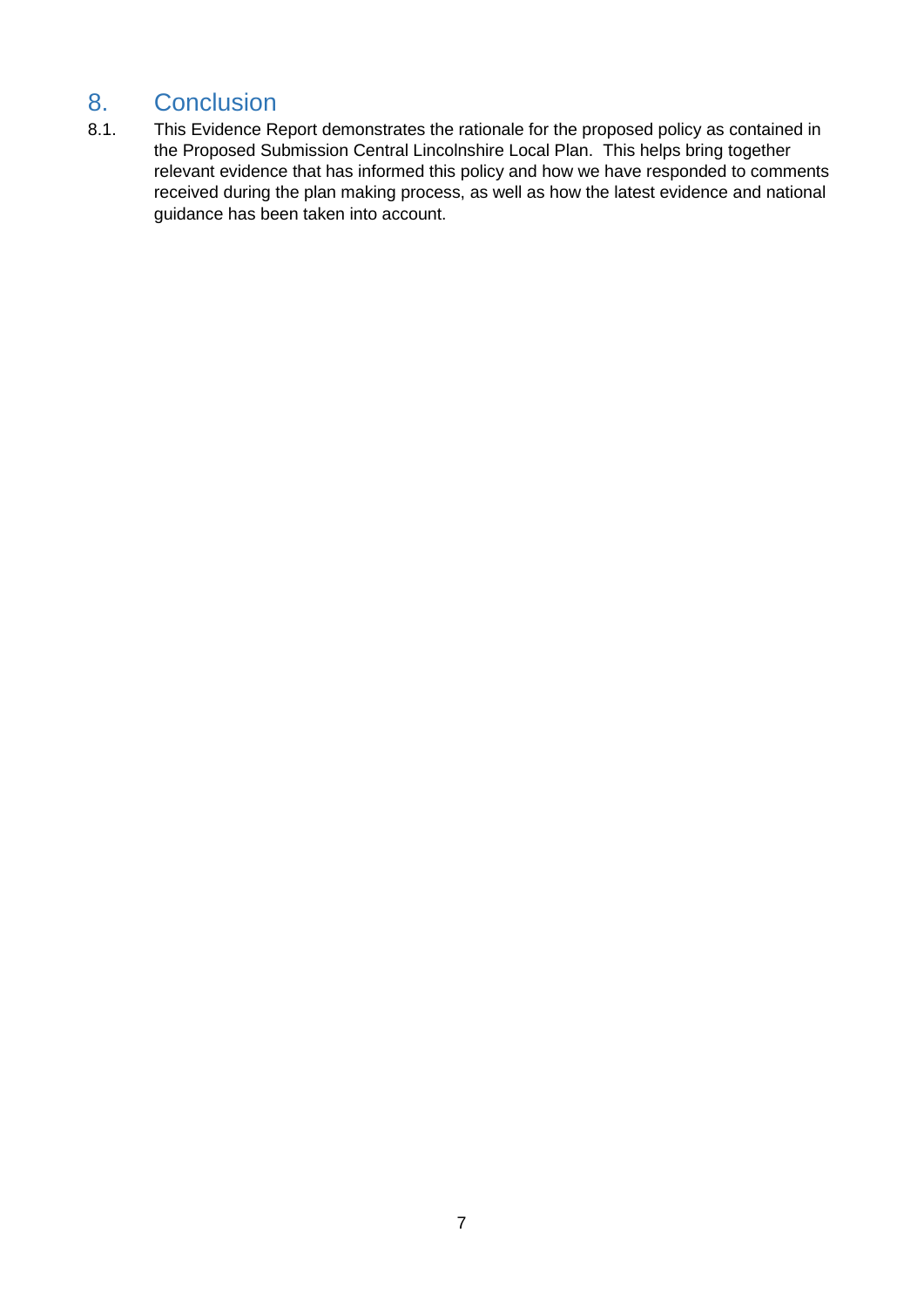# 8. Conclusion

8.1. This Evidence Report demonstrates the rationale for the proposed policy as contained in the Proposed Submission Central Lincolnshire Local Plan. This helps bring together relevant evidence that has informed this policy and how we have responded to comments received during the plan making process, as well as how the latest evidence and national guidance has been taken into account.